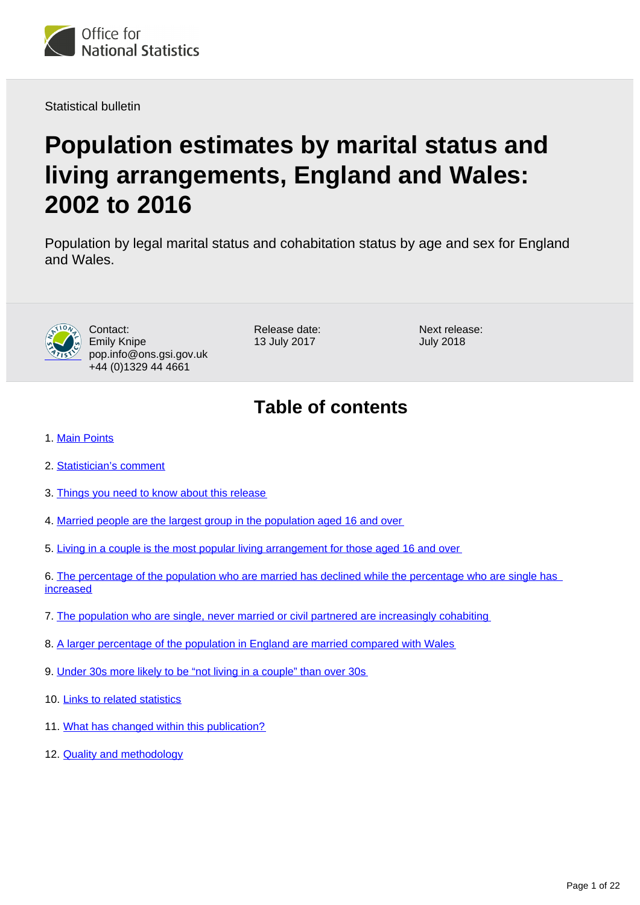Office for National Statistics

Statistical bulletin

# Population estimates by marital status and living arrangements, England and Wales: 2002 to 2016

Population by legal marital status and cohabitation status by age and sex for England and Wales.

Contact:
Emily Knipe
pop.info@ons.gsi.gov.uk
+44 (0)1329 44 4661

Release date:
13 July 2017

Next release:
July 2018

## Table of contents

1. Main Points
2. Statistician's comment
3. Things you need to know about this release
4. Married people are the largest group in the population aged 16 and over
5. Living in a couple is the most popular living arrangement for those aged 16 and over
6. The percentage of the population who are married has declined while the percentage who are single has increased
7. The population who are single, never married or civil partnered are increasingly cohabiting
8. A larger percentage of the population in England are married compared with Wales
9. Under 30s more likely to be "not living in a couple" than over 30s
10. Links to related statistics
11. What has changed within this publication?
12. Quality and methodology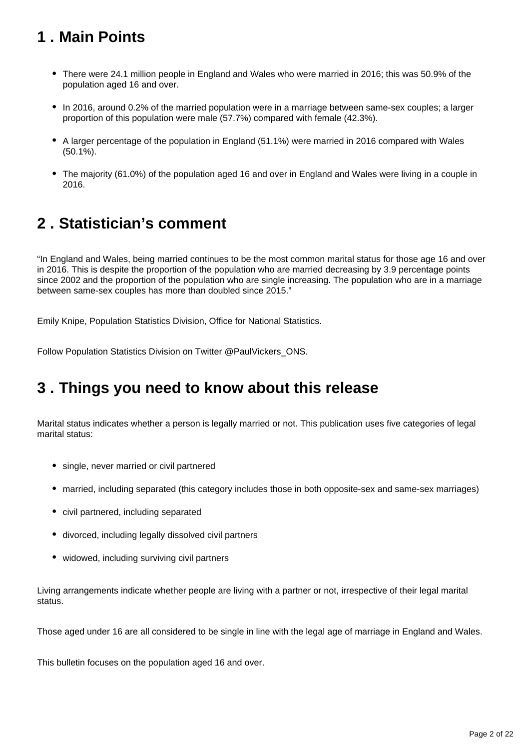## 1 . Main Points

- There were 24.1 million people in England and Wales who were married in 2016; this was 50.9% of the population aged 16 and over.
- In 2016, around 0.2% of the married population were in a marriage between same-sex couples; a larger proportion of this population were male (57.7%) compared with female (42.3%).
- A larger percentage of the population in England (51.1%) were married in 2016 compared with Wales (50.1%).
- The majority (61.0%) of the population aged 16 and over in England and Wales were living in a couple in 2016.

## 2 . Statistician's comment

"In England and Wales, being married continues to be the most common marital status for those age 16 and over in 2016. This is despite the proportion of the population who are married decreasing by 3.9 percentage points since 2002 and the proportion of the population who are single increasing. The population who are in a marriage between same-sex couples has more than doubled since 2015."

Emily Knipe, Population Statistics Division, Office for National Statistics.

Follow Population Statistics Division on Twitter @PaulVickers_ONS.

## 3 . Things you need to know about this release

Marital status indicates whether a person is legally married or not. This publication uses five categories of legal marital status:

- single, never married or civil partnered
- married, including separated (this category includes those in both opposite-sex and same-sex marriages)
- civil partnered, including separated
- divorced, including legally dissolved civil partners
- widowed, including surviving civil partners

Living arrangements indicate whether people are living with a partner or not, irrespective of their legal marital status.

Those aged under 16 are all considered to be single in line with the legal age of marriage in England and Wales.

This bulletin focuses on the population aged 16 and over.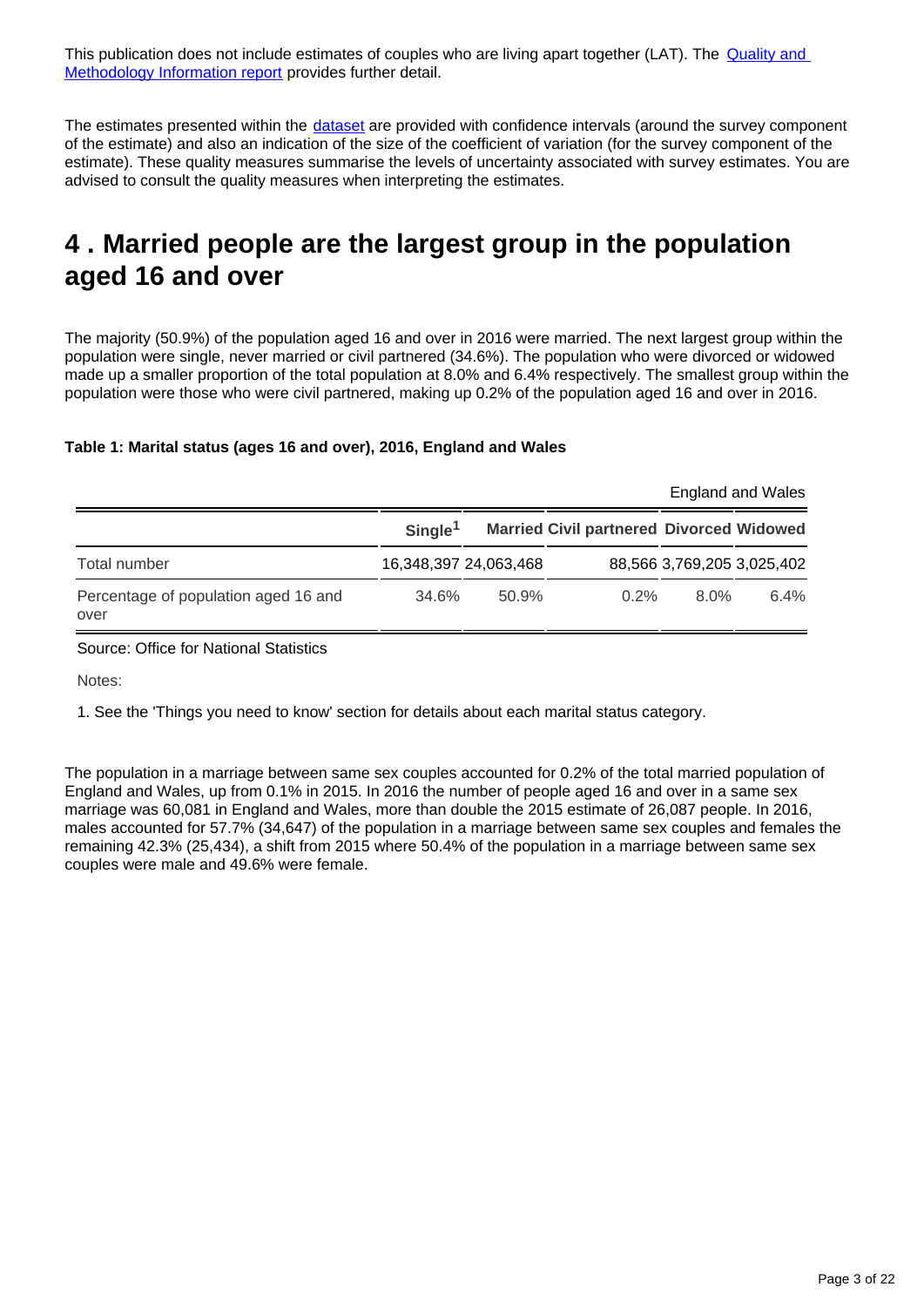This publication does not include estimates of couples who are living apart together (LAT). The Quality and Methodology Information report provides further detail.

The estimates presented within the dataset are provided with confidence intervals (around the survey component of the estimate) and also an indication of the size of the coefficient of variation (for the survey component of the estimate). These quality measures summarise the levels of uncertainty associated with survey estimates. You are advised to consult the quality measures when interpreting the estimates.

# 4 . Married people are the largest group in the population aged 16 and over

The majority (50.9%) of the population aged 16 and over in 2016 were married. The next largest group within the population were single, never married or civil partnered (34.6%). The population who were divorced or widowed made up a smaller proportion of the total population at 8.0% and 6.4% respectively. The smallest group within the population were those who were civil partnered, making up 0.2% of the population aged 16 and over in 2016.

**Table 1: Marital status (ages 16 and over), 2016, England and Wales**

England and Wales

| | Single[1] | Married | Civil partnered | Divorced | Widowed |
|---|---|---|---|---|---|
| Total number | 16,348,397 | 24,063,468 | 88,566 | 3,769,205 | 3,025,402 |
| Percentage of population aged 16 and over | 34.6% | 50.9% | 0.2% | 8.0% | 6.4% |

Source: Office for National Statistics

Notes:

1. See the 'Things you need to know' section for details about each marital status category.

The population in a marriage between same sex couples accounted for 0.2% of the total married population of England and Wales, up from 0.1% in 2015. In 2016 the number of people aged 16 and over in a same sex marriage was 60,081 in England and Wales, more than double the 2015 estimate of 26,087 people. In 2016, males accounted for 57.7% (34,647) of the population in a marriage between same sex couples and females the remaining 42.3% (25,434), a shift from 2015 where 50.4% of the population in a marriage between same sex couples were male and 49.6% were female.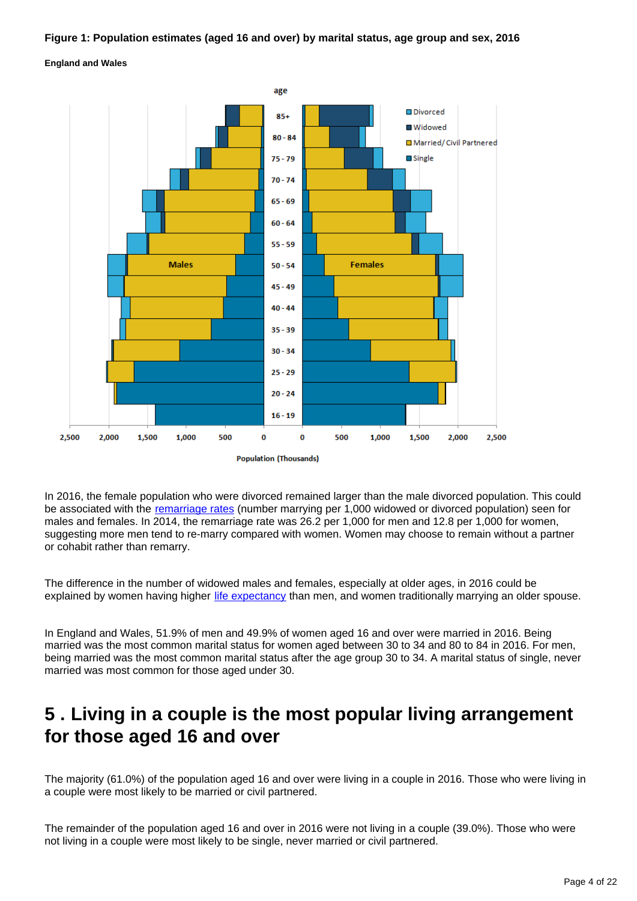**Figure 1: Population estimates (aged 16 and over) by marital status, age group and sex, 2016**

**England and Wales**

In 2016, the female population who were divorced remained larger than the male divorced population. This could be associated with the remarriage rates (number marrying per 1,000 widowed or divorced population) seen for males and females. In 2014, the remarriage rate was 26.2 per 1,000 for men and 12.8 per 1,000 for women, suggesting more men tend to re-marry compared with women. Women may choose to remain without a partner or cohabit rather than remarry.

The difference in the number of widowed males and females, especially at older ages, in 2016 could be explained by women having higher life expectancy than men, and women traditionally marrying an older spouse.

In England and Wales, 51.9% of men and 49.9% of women aged 16 and over were married in 2016. Being married was the most common marital status for women aged between 30 to 34 and 80 to 84 in 2016. For men, being married was the most common marital status after the age group 30 to 34. A marital status of single, never married was most common for those aged under 30.

## 5 . Living in a couple is the most popular living arrangement for those aged 16 and over

The majority (61.0%) of the population aged 16 and over were living in a couple in 2016. Those who were living in a couple were most likely to be married or civil partnered.

The remainder of the population aged 16 and over in 2016 were not living in a couple (39.0%). Those who were not living in a couple were most likely to be single, never married or civil partnered.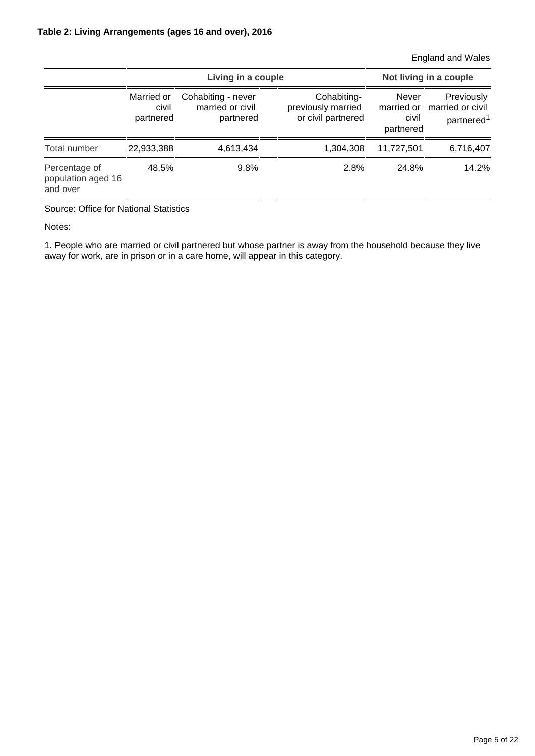**Table 2: Living Arrangements (ages 16 and over), 2016**

England and Wales

| | Living in a couple | | | Not living in a couple | |
|---|---|---|---|---|---|
| | Married or civil partnered | Cohabiting - never married or civil partnered | Cohabiting- previously married or civil partnered | Never married or civil partnered | Previously married or civil partnered[1] |
| Total number | 22,933,388 | 4,613,434 | 1,304,308 | 11,727,501 | 6,716,407 |
| Percentage of population aged 16 and over | 48.5% | 9.8% | 2.8% | 24.8% | 14.2% |

Source: Office for National Statistics

Notes:

1. People who are married or civil partnered but whose partner is away from the household because they live away for work, are in prison or in a care home, will appear in this category.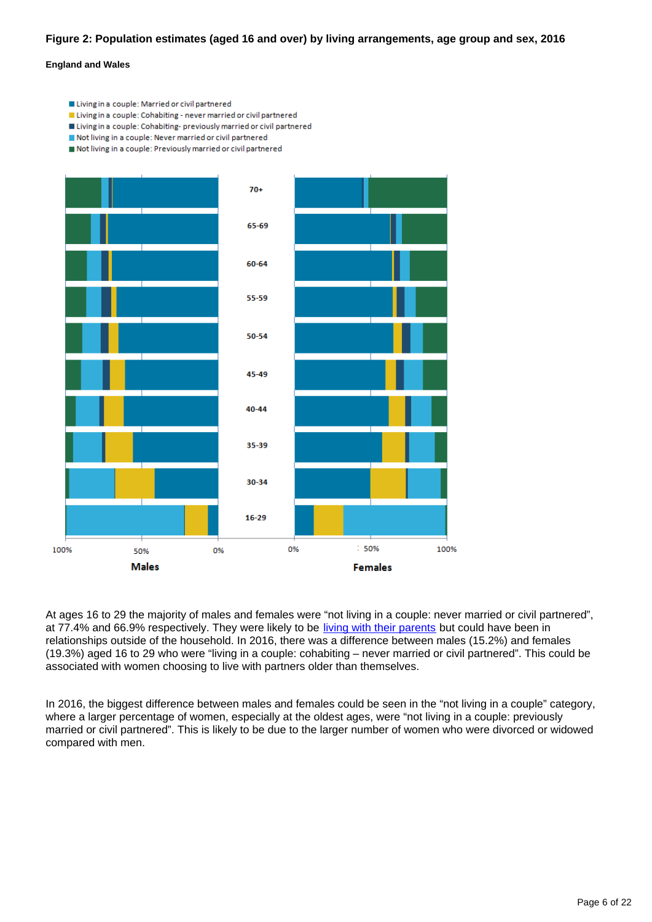### Figure 2: Population estimates (aged 16 and over) by living arrangements, age group and sex, 2016

#### England and Wales

- Living in a couple: Married or civil partnered
- Living in a couple: Cohabiting - never married or civil partnered
- Living in a couple: Cohabiting- previously married or civil partnered
- Not living in a couple: Never married or civil partnered
- Not living in a couple: Previously married or civil partnered

70+, 65-69, 60-64, 55-59, 50-54, 45-49, 40-44, 35-39, 30-34, 16-29

100% 50% 0% **Males** — 0% 50% 100% **Females**

At ages 16 to 29 the majority of males and females were "not living in a couple: never married or civil partnered", at 77.4% and 66.9% respectively. They were likely to be living with their parents but could have been in relationships outside of the household. In 2016, there was a difference between males (15.2%) and females (19.3%) aged 16 to 29 who were "living in a couple: cohabiting – never married or civil partnered". This could be associated with women choosing to live with partners older than themselves.

In 2016, the biggest difference between males and females could be seen in the "not living in a couple" category, where a larger percentage of women, especially at the oldest ages, were "not living in a couple: previously married or civil partnered". This is likely to be due to the larger number of women who were divorced or widowed compared with men.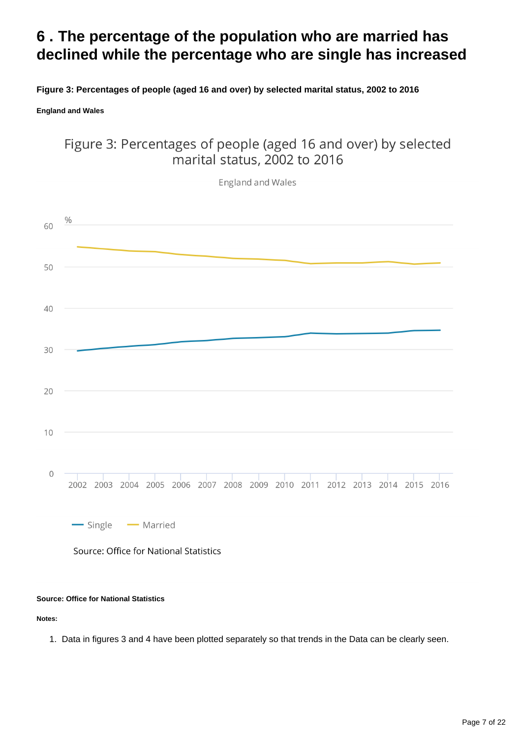# 6 . The percentage of the population who are married has declined while the percentage who are single has increased

**Figure 3: Percentages of people (aged 16 and over) by selected marital status, 2002 to 2016**

**England and Wales**

Figure 3: Percentages of people (aged 16 and over) by selected marital status, 2002 to 2016

England and Wales

Source: Office for National Statistics

**Source: Office for National Statistics**

**Notes:**

1. Data in figures 3 and 4 have been plotted separately so that trends in the Data can be clearly seen.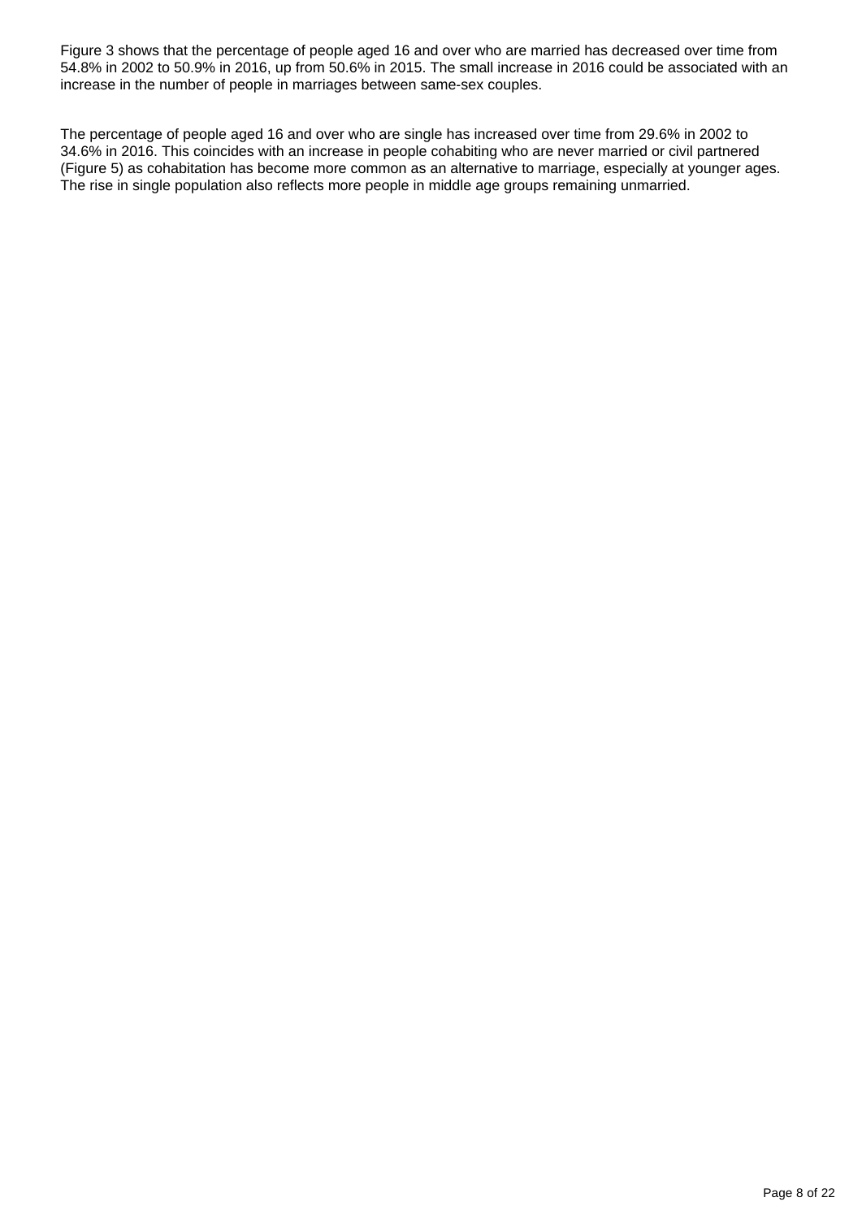Figure 3 shows that the percentage of people aged 16 and over who are married has decreased over time from 54.8% in 2002 to 50.9% in 2016, up from 50.6% in 2015. The small increase in 2016 could be associated with an increase in the number of people in marriages between same-sex couples.

The percentage of people aged 16 and over who are single has increased over time from 29.6% in 2002 to 34.6% in 2016. This coincides with an increase in people cohabiting who are never married or civil partnered (Figure 5) as cohabitation has become more common as an alternative to marriage, especially at younger ages. The rise in single population also reflects more people in middle age groups remaining unmarried.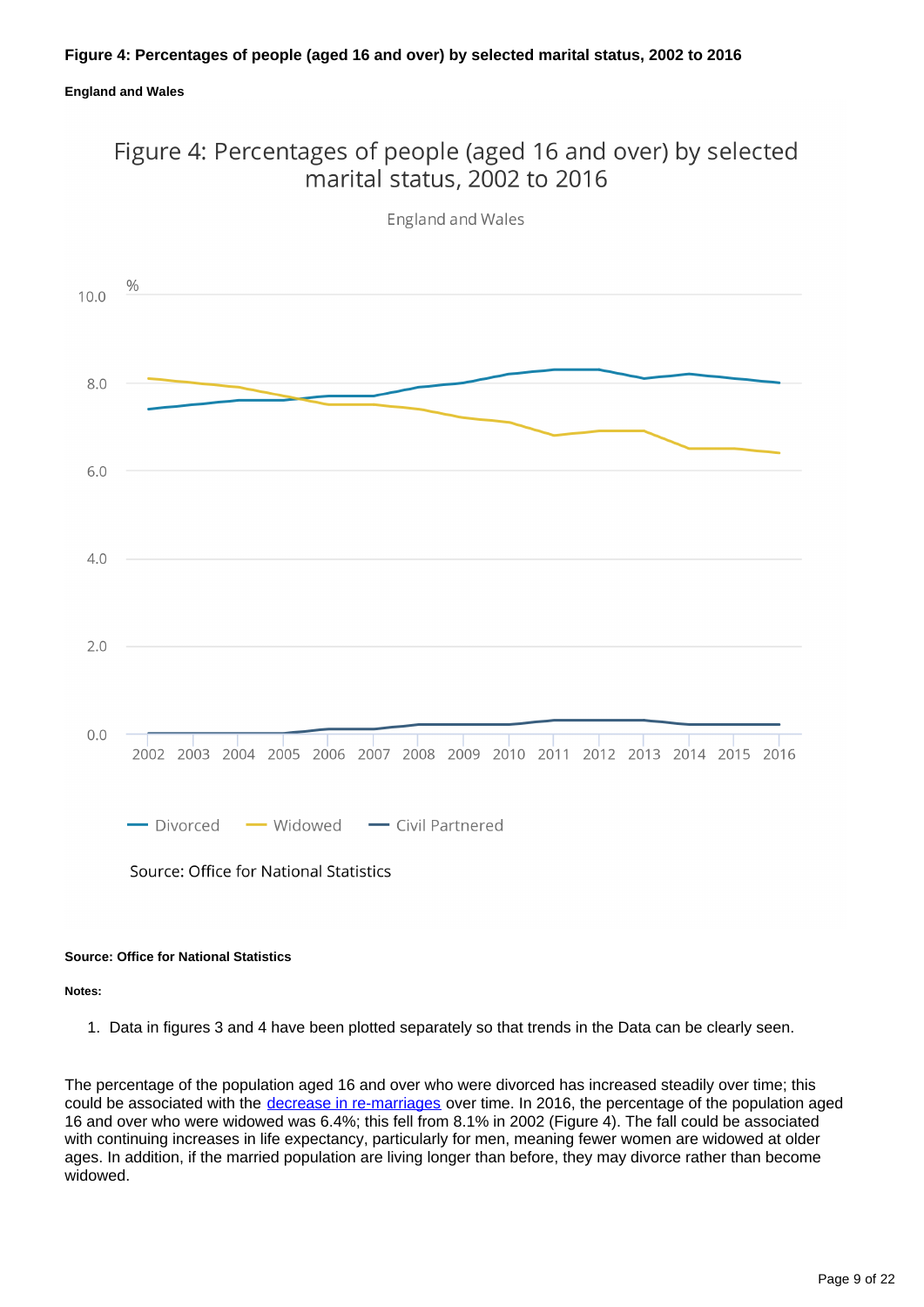**Figure 4: Percentages of people (aged 16 and over) by selected marital status, 2002 to 2016**

**England and Wales**

Figure 4: Percentages of people (aged 16 and over) by selected marital status, 2002 to 2016

England and Wales

Source: Office for National Statistics

**Source: Office for National Statistics**

**Notes:**

1. Data in figures 3 and 4 have been plotted separately so that trends in the Data can be clearly seen.

The percentage of the population aged 16 and over who were divorced has increased steadily over time; this could be associated with the decrease in re-marriages over time. In 2016, the percentage of the population aged 16 and over who were widowed was 6.4%; this fell from 8.1% in 2002 (Figure 4). The fall could be associated with continuing increases in life expectancy, particularly for men, meaning fewer women are widowed at older ages. In addition, if the married population are living longer than before, they may divorce rather than become widowed.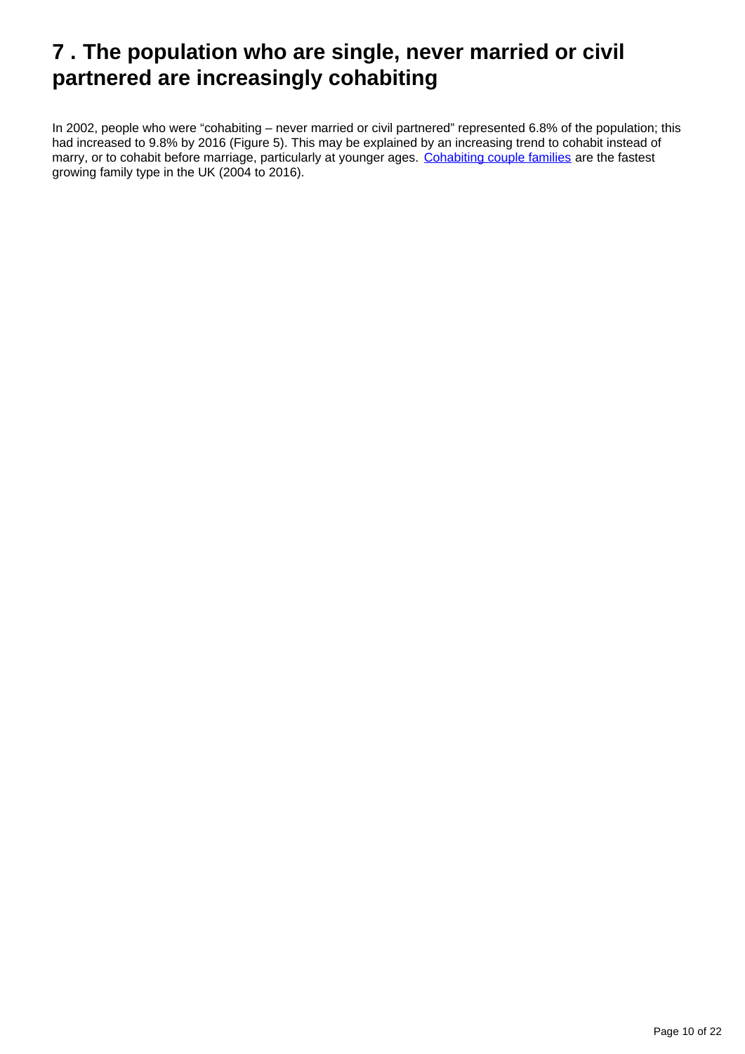## 7 . The population who are single, never married or civil partnered are increasingly cohabiting

In 2002, people who were "cohabiting – never married or civil partnered" represented 6.8% of the population; this had increased to 9.8% by 2016 (Figure 5). This may be explained by an increasing trend to cohabit instead of marry, or to cohabit before marriage, particularly at younger ages. Cohabiting couple families are the fastest growing family type in the UK (2004 to 2016).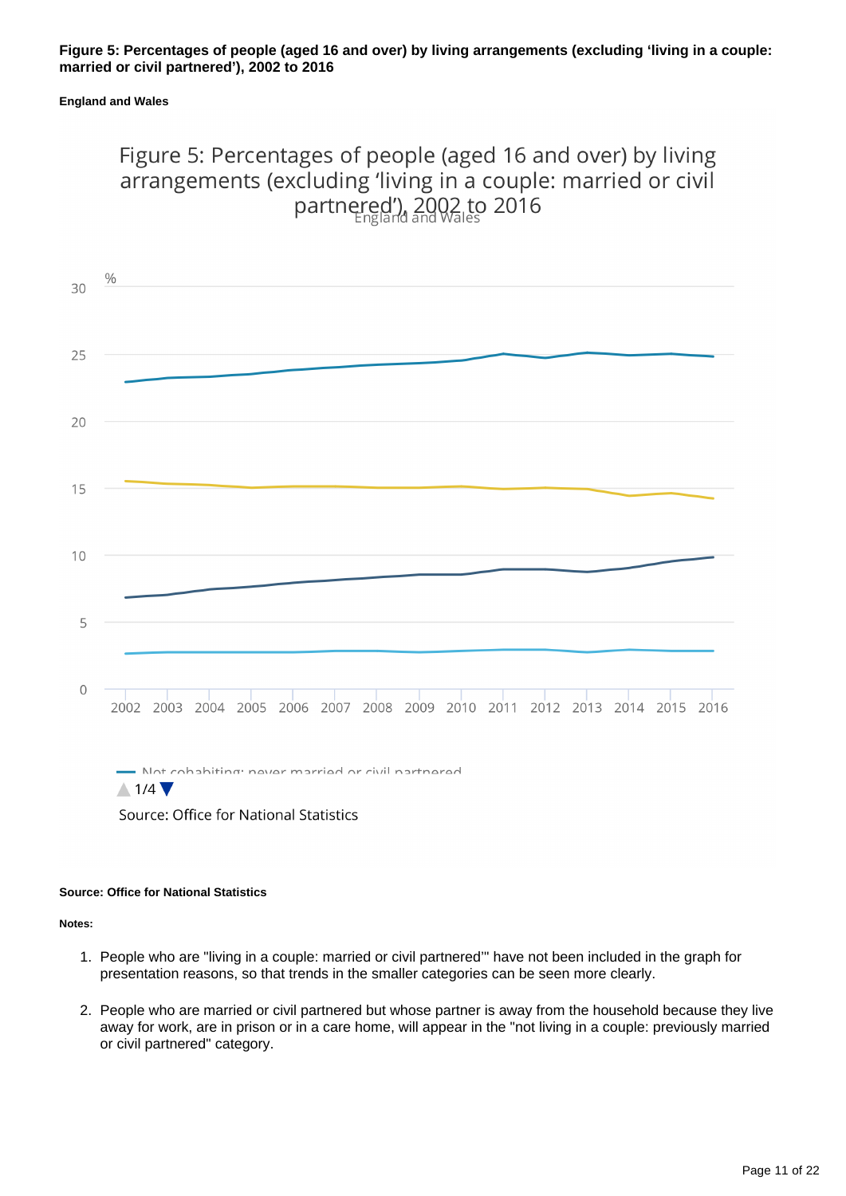**Figure 5: Percentages of people (aged 16 and over) by living arrangements (excluding 'living in a couple: married or civil partnered'), 2002 to 2016**

**England and Wales**

Figure 5: Percentages of people (aged 16 and over) by living arrangements (excluding 'living in a couple: married or civil partnered'), 2002 to 2016

England and Wales

%

30

25

20

15

10

5

0

2002 2003 2004 2005 2006 2007 2008 2009 2010 2011 2012 2013 2014 2015 2016

Not cohabiting: never married or civil partnered

1/4

Source: Office for National Statistics

**Source: Office for National Statistics**

**Notes:**

1. People who are "living in a couple: married or civil partnered'" have not been included in the graph for presentation reasons, so that trends in the smaller categories can be seen more clearly.

2. People who are married or civil partnered but whose partner is away from the household because they live away for work, are in prison or in a care home, will appear in the "not living in a couple: previously married or civil partnered" category.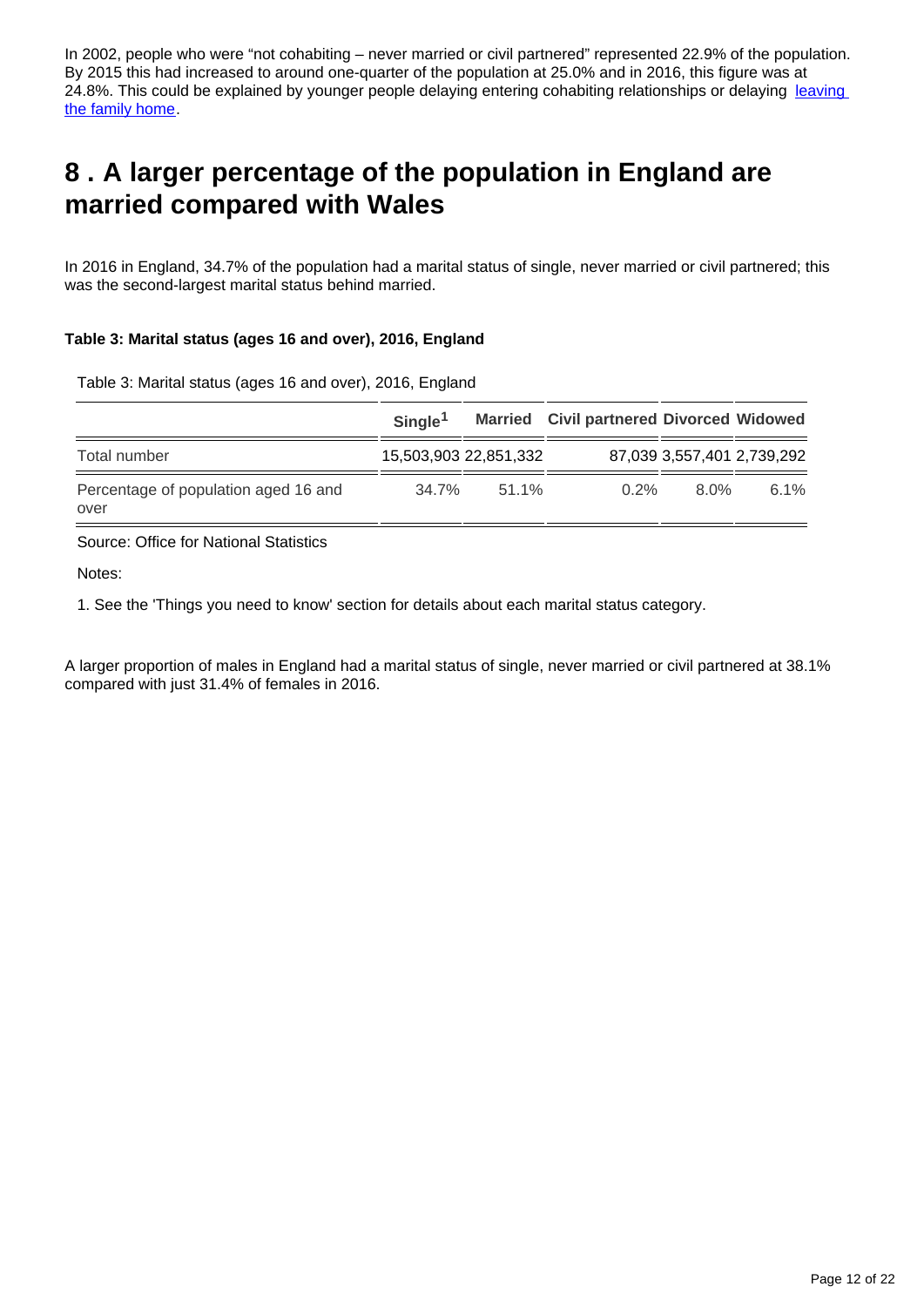In 2002, people who were "not cohabiting – never married or civil partnered" represented 22.9% of the population. By 2015 this had increased to around one-quarter of the population at 25.0% and in 2016, this figure was at 24.8%. This could be explained by younger people delaying entering cohabiting relationships or delaying [leaving the family home](#).

## 8 . A larger percentage of the population in England are married compared with Wales

In 2016 in England, 34.7% of the population had a marital status of single, never married or civil partnered; this was the second-largest marital status behind married.

**Table 3: Marital status (ages 16 and over), 2016, England**

Table 3: Marital status (ages 16 and over), 2016, England

| | Single[1] | Married | Civil partnered | Divorced | Widowed |
|---|---|---|---|---|---|
| Total number | 15,503,903 | 22,851,332 | 87,039 | 3,557,401 | 2,739,292 |
| Percentage of population aged 16 and over | 34.7% | 51.1% | 0.2% | 8.0% | 6.1% |

Source: Office for National Statistics

Notes:

1. See the 'Things you need to know' section for details about each marital status category.

A larger proportion of males in England had a marital status of single, never married or civil partnered at 38.1% compared with just 31.4% of females in 2016.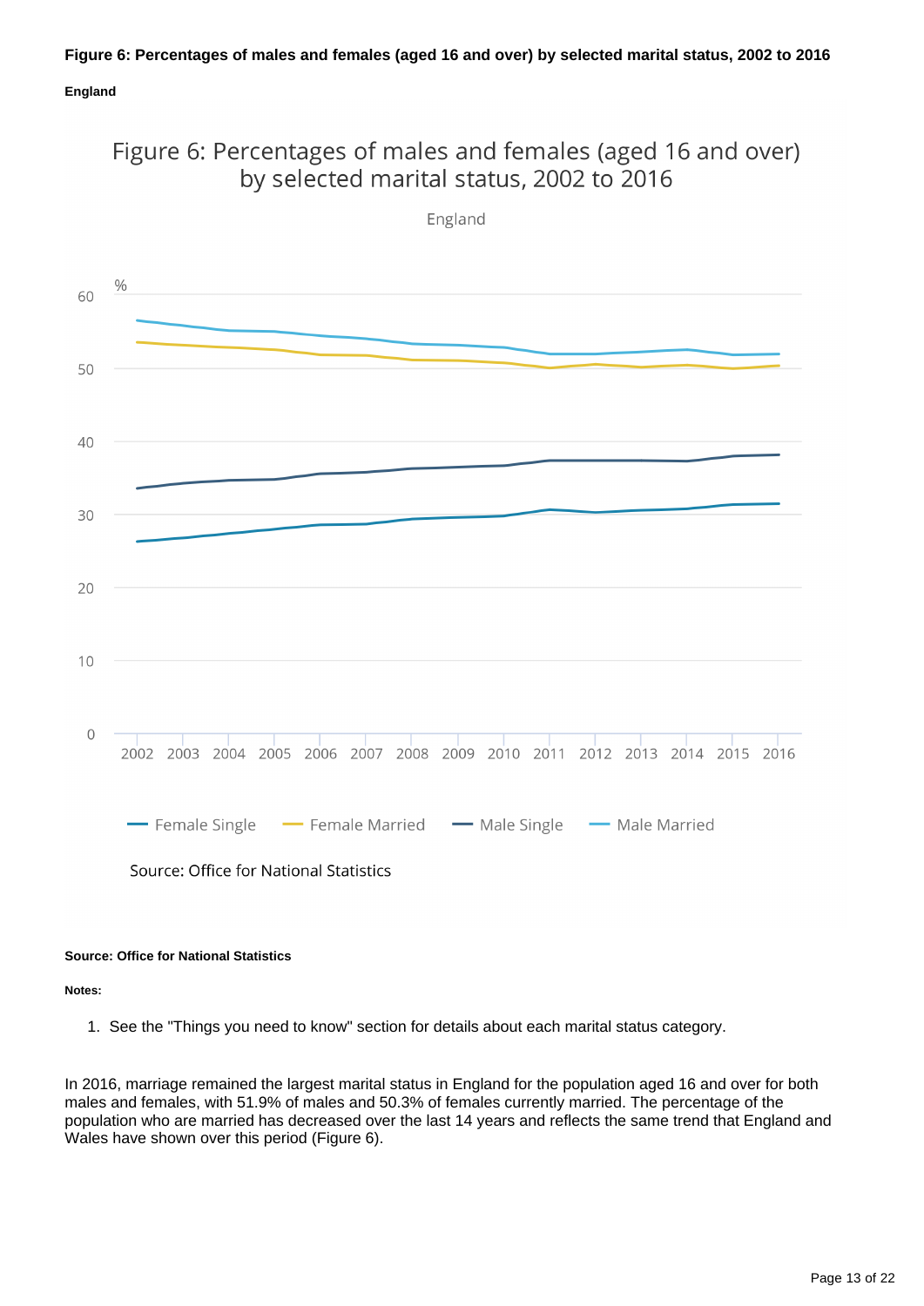**Figure 6: Percentages of males and females (aged 16 and over) by selected marital status, 2002 to 2016**

**England**

Figure 6: Percentages of males and females (aged 16 and over) by selected marital status, 2002 to 2016

England

Female Single, Female Married, Male Single, Male Married

Source: Office for National Statistics

**Source: Office for National Statistics**

**Notes:**

1. See the "Things you need to know" section for details about each marital status category.

In 2016, marriage remained the largest marital status in England for the population aged 16 and over for both males and females, with 51.9% of males and 50.3% of females currently married. The percentage of the population who are married has decreased over the last 14 years and reflects the same trend that England and Wales have shown over this period (Figure 6).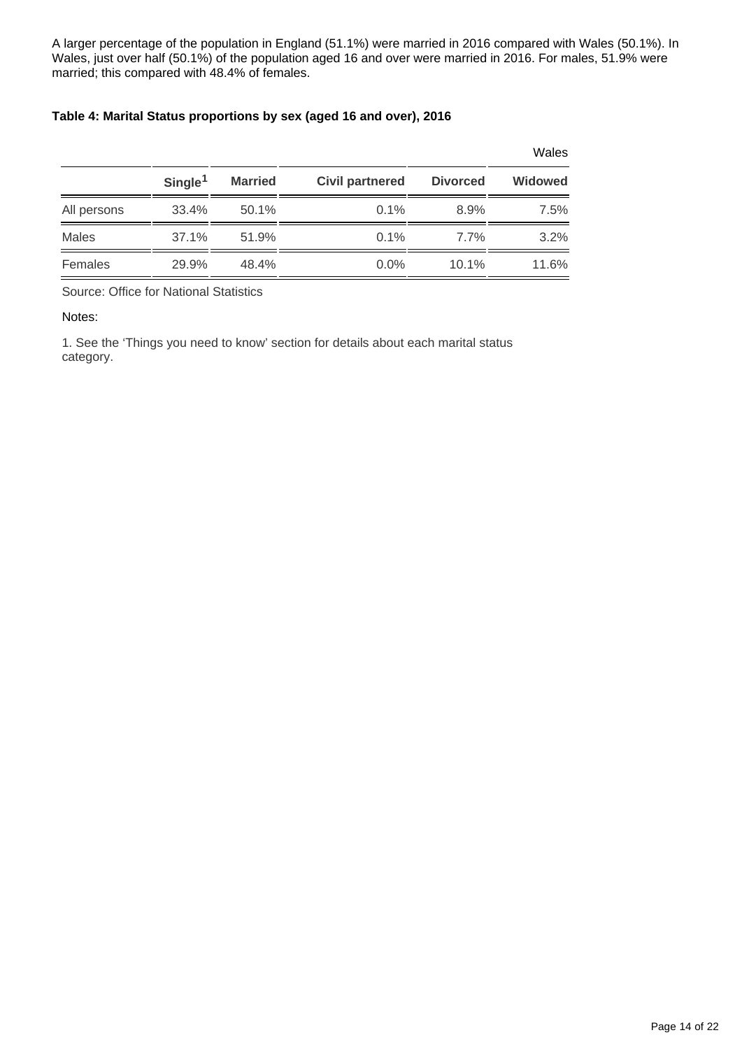A larger percentage of the population in England (51.1%) were married in 2016 compared with Wales (50.1%). In Wales, just over half (50.1%) of the population aged 16 and over were married in 2016. For males, 51.9% were married; this compared with 48.4% of females.

**Table 4: Marital Status proportions by sex (aged 16 and over), 2016**

Wales

| | Single[1] | Married | Civil partnered | Divorced | Widowed |
|---|---|---|---|---|---|
| All persons | 33.4% | 50.1% | 0.1% | 8.9% | 7.5% |
| Males | 37.1% | 51.9% | 0.1% | 7.7% | 3.2% |
| Females | 29.9% | 48.4% | 0.0% | 10.1% | 11.6% |

Source: Office for National Statistics

Notes:

1. See the 'Things you need to know' section for details about each marital status category.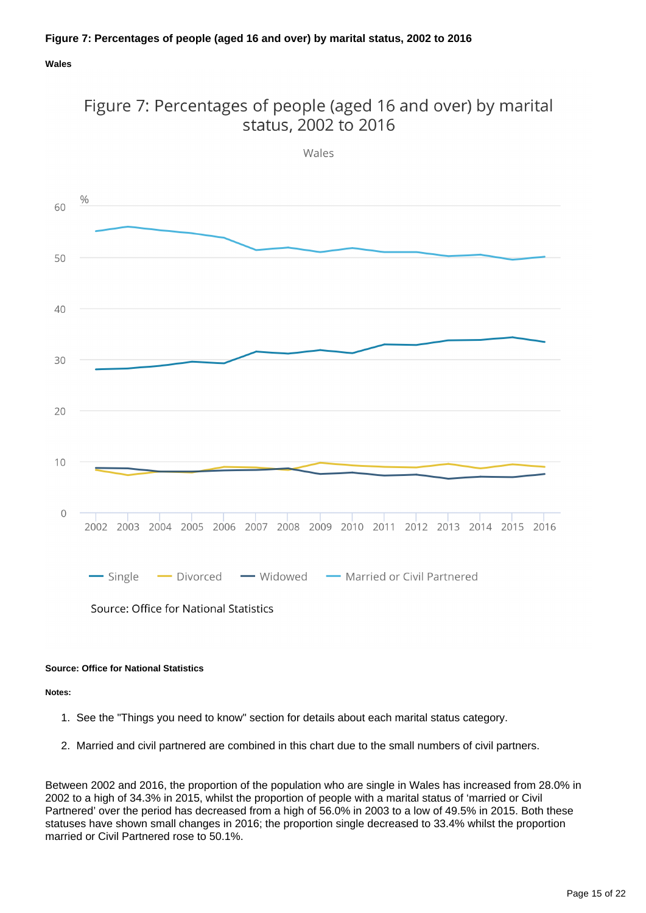**Figure 7: Percentages of people (aged 16 and over) by marital status, 2002 to 2016**

**Wales**

**Source: Office for National Statistics**

**Notes:**

1. See the "Things you need to know" section for details about each marital status category.
2. Married and civil partnered are combined in this chart due to the small numbers of civil partners.

Between 2002 and 2016, the proportion of the population who are single in Wales has increased from 28.0% in 2002 to a high of 34.3% in 2015, whilst the proportion of people with a marital status of 'married or Civil Partnered' over the period has decreased from a high of 56.0% in 2003 to a low of 49.5% in 2015. Both these statuses have shown small changes in 2016; the proportion single decreased to 33.4% whilst the proportion married or Civil Partnered rose to 50.1%.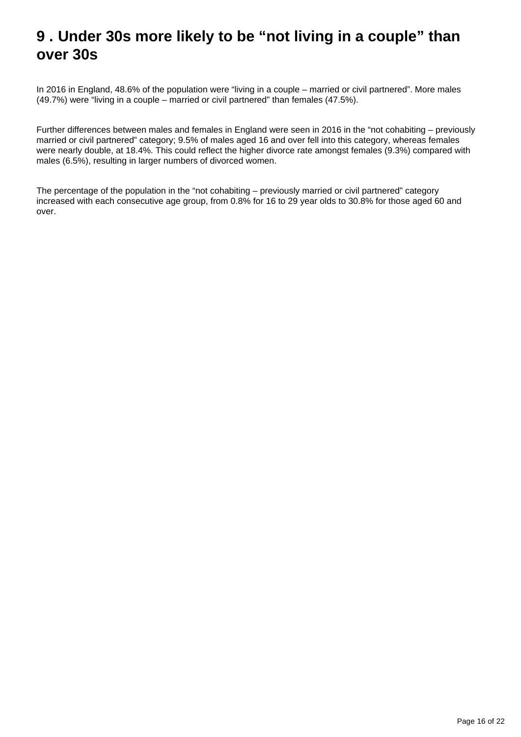# 9 . Under 30s more likely to be "not living in a couple" than over 30s

In 2016 in England, 48.6% of the population were "living in a couple – married or civil partnered". More males (49.7%) were "living in a couple – married or civil partnered" than females (47.5%).

Further differences between males and females in England were seen in 2016 in the "not cohabiting – previously married or civil partnered" category; 9.5% of males aged 16 and over fell into this category, whereas females were nearly double, at 18.4%. This could reflect the higher divorce rate amongst females (9.3%) compared with males (6.5%), resulting in larger numbers of divorced women.

The percentage of the population in the "not cohabiting – previously married or civil partnered" category increased with each consecutive age group, from 0.8% for 16 to 29 year olds to 30.8% for those aged 60 and over.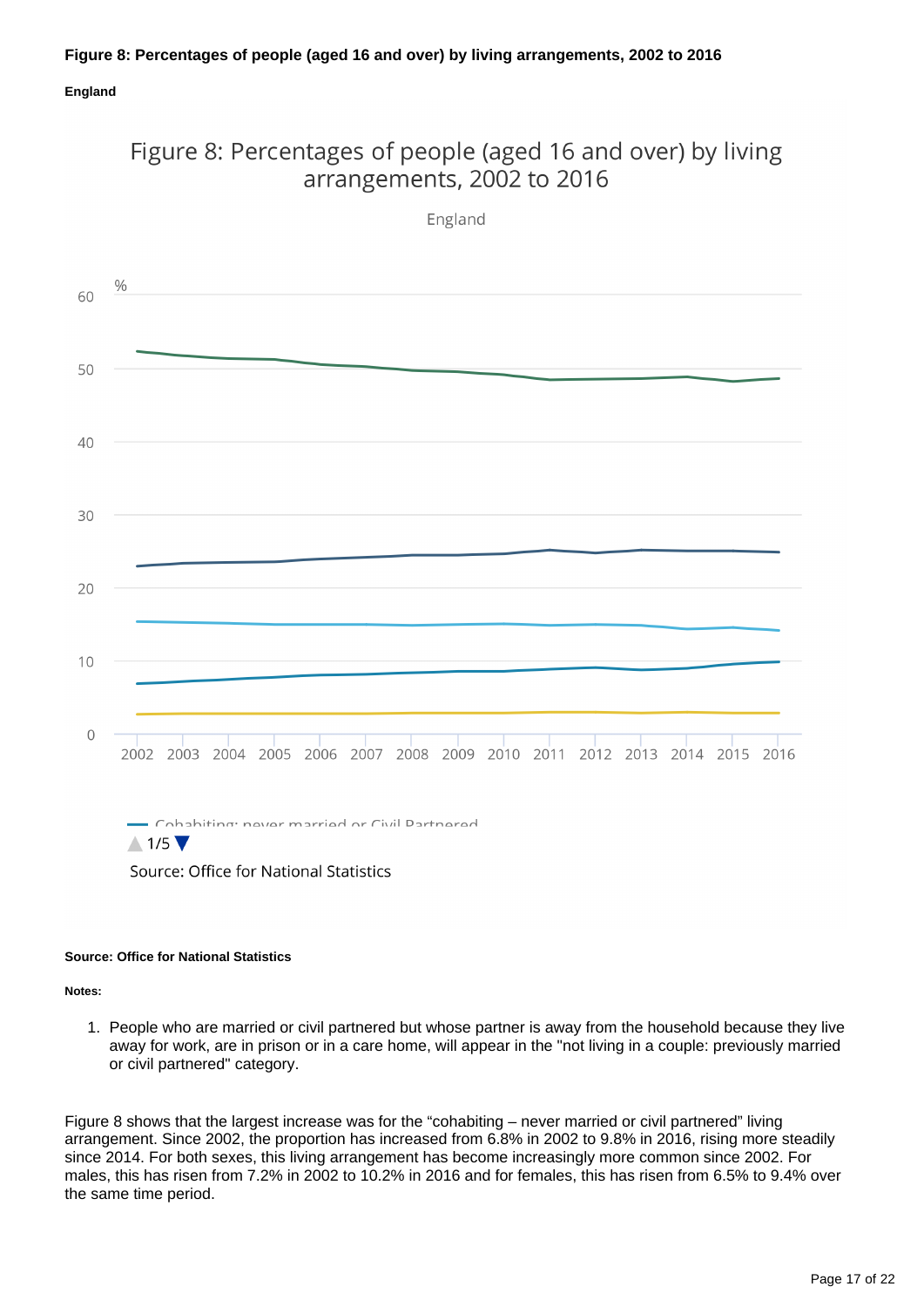**Figure 8: Percentages of people (aged 16 and over) by living arrangements, 2002 to 2016**

**England**

Figure 8: Percentages of people (aged 16 and over) by living arrangements, 2002 to 2016

England

Cohabiting: never married or Civil Partnered

1/5

Source: Office for National Statistics

**Source: Office for National Statistics**

**Notes:**

1. People who are married or civil partnered but whose partner is away from the household because they live away for work, are in prison or in a care home, will appear in the "not living in a couple: previously married or civil partnered" category.

Figure 8 shows that the largest increase was for the "cohabiting – never married or civil partnered" living arrangement. Since 2002, the proportion has increased from 6.8% in 2002 to 9.8% in 2016, rising more steadily since 2014. For both sexes, this living arrangement has become increasingly more common since 2002. For males, this has risen from 7.2% in 2002 to 10.2% in 2016 and for females, this has risen from 6.5% to 9.4% over the same time period.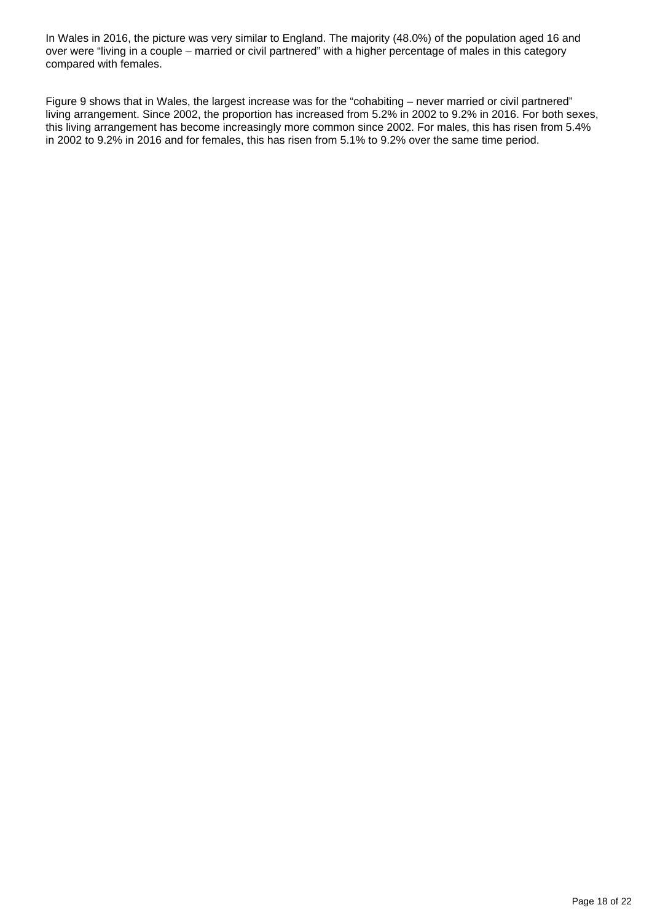In Wales in 2016, the picture was very similar to England. The majority (48.0%) of the population aged 16 and over were "living in a couple – married or civil partnered" with a higher percentage of males in this category compared with females.

Figure 9 shows that in Wales, the largest increase was for the "cohabiting – never married or civil partnered" living arrangement. Since 2002, the proportion has increased from 5.2% in 2002 to 9.2% in 2016. For both sexes, this living arrangement has become increasingly more common since 2002. For males, this has risen from 5.4% in 2002 to 9.2% in 2016 and for females, this has risen from 5.1% to 9.2% over the same time period.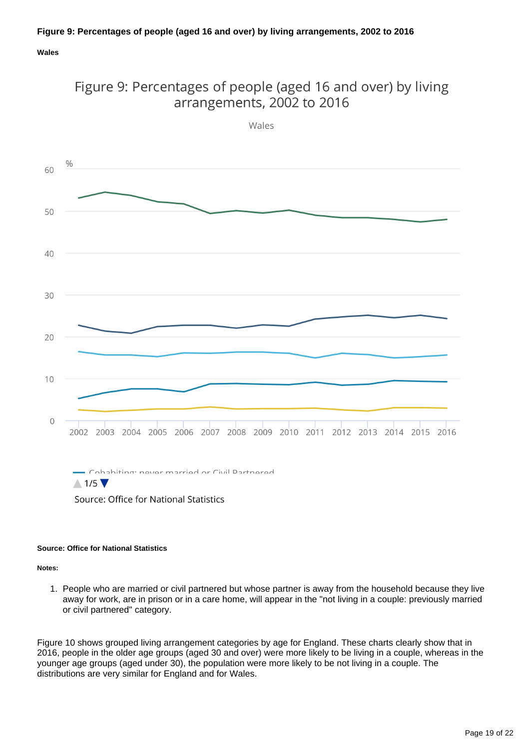**Figure 9: Percentages of people (aged 16 and over) by living arrangements, 2002 to 2016**

**Wales**

Figure 9: Percentages of people (aged 16 and over) by living arrangements, 2002 to 2016

Wales

Cohabiting: never married or Civil Partnered

1/5

Source: Office for National Statistics

**Source: Office for National Statistics**

**Notes:**

1. People who are married or civil partnered but whose partner is away from the household because they live away for work, are in prison or in a care home, will appear in the "not living in a couple: previously married or civil partnered" category.

Figure 10 shows grouped living arrangement categories by age for England. These charts clearly show that in 2016, people in the older age groups (aged 30 and over) were more likely to be living in a couple, whereas in the younger age groups (aged under 30), the population were more likely to be not living in a couple. The distributions are very similar for England and for Wales.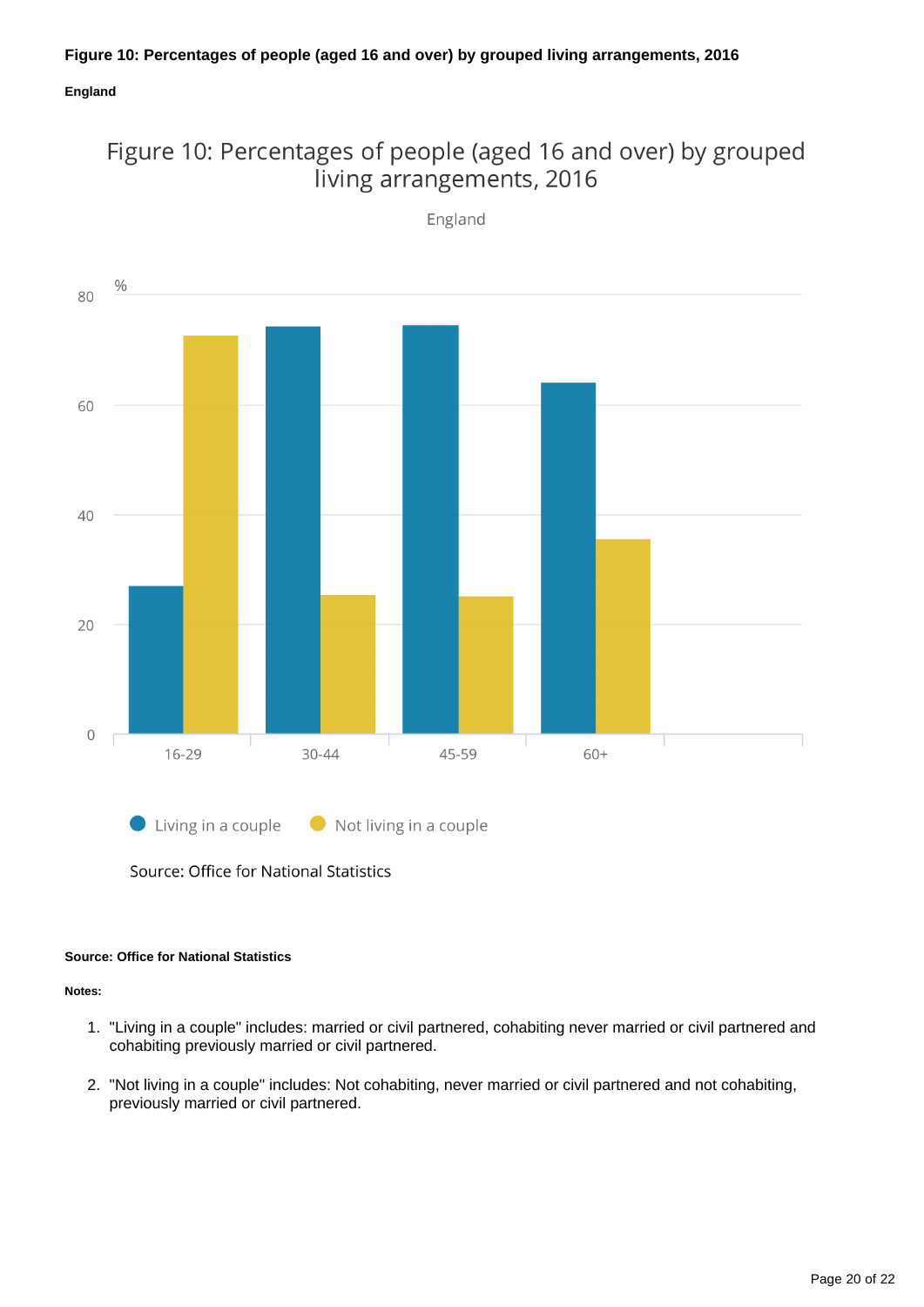**Figure 10: Percentages of people (aged 16 and over) by grouped living arrangements, 2016**

**England**

Figure 10: Percentages of people (aged 16 and over) by grouped living arrangements, 2016

England

Source: Office for National Statistics

**Source: Office for National Statistics**

**Notes:**

1. "Living in a couple" includes: married or civil partnered, cohabiting never married or civil partnered and cohabiting previously married or civil partnered.

2. "Not living in a couple" includes: Not cohabiting, never married or civil partnered and not cohabiting, previously married or civil partnered.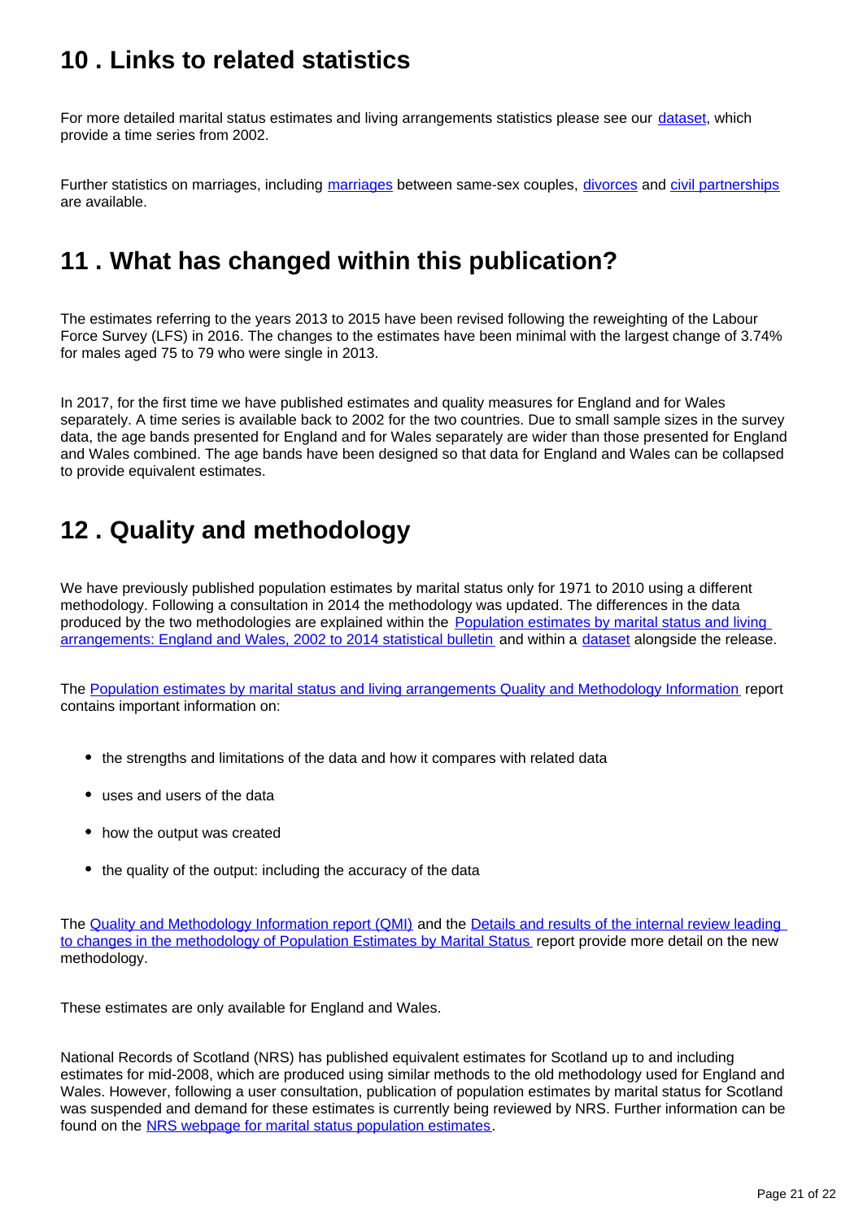## 10 . Links to related statistics

For more detailed marital status estimates and living arrangements statistics please see our dataset, which provide a time series from 2002.

Further statistics on marriages, including marriages between same-sex couples, divorces and civil partnerships are available.

## 11 . What has changed within this publication?

The estimates referring to the years 2013 to 2015 have been revised following the reweighting of the Labour Force Survey (LFS) in 2016. The changes to the estimates have been minimal with the largest change of 3.74% for males aged 75 to 79 who were single in 2013.

In 2017, for the first time we have published estimates and quality measures for England and for Wales separately. A time series is available back to 2002 for the two countries. Due to small sample sizes in the survey data, the age bands presented for England and for Wales separately are wider than those presented for England and Wales combined. The age bands have been designed so that data for England and Wales can be collapsed to provide equivalent estimates.

## 12 . Quality and methodology

We have previously published population estimates by marital status only for 1971 to 2010 using a different methodology. Following a consultation in 2014 the methodology was updated. The differences in the data produced by the two methodologies are explained within the Population estimates by marital status and living arrangements: England and Wales, 2002 to 2014 statistical bulletin and within a dataset alongside the release.

The Population estimates by marital status and living arrangements Quality and Methodology Information report contains important information on:

- the strengths and limitations of the data and how it compares with related data
- uses and users of the data
- how the output was created
- the quality of the output: including the accuracy of the data

The Quality and Methodology Information report (QMI) and the Details and results of the internal review leading to changes in the methodology of Population Estimates by Marital Status report provide more detail on the new methodology.

These estimates are only available for England and Wales.

National Records of Scotland (NRS) has published equivalent estimates for Scotland up to and including estimates for mid-2008, which are produced using similar methods to the old methodology used for England and Wales. However, following a user consultation, publication of population estimates by marital status for Scotland was suspended and demand for these estimates is currently being reviewed by NRS. Further information can be found on the NRS webpage for marital status population estimates.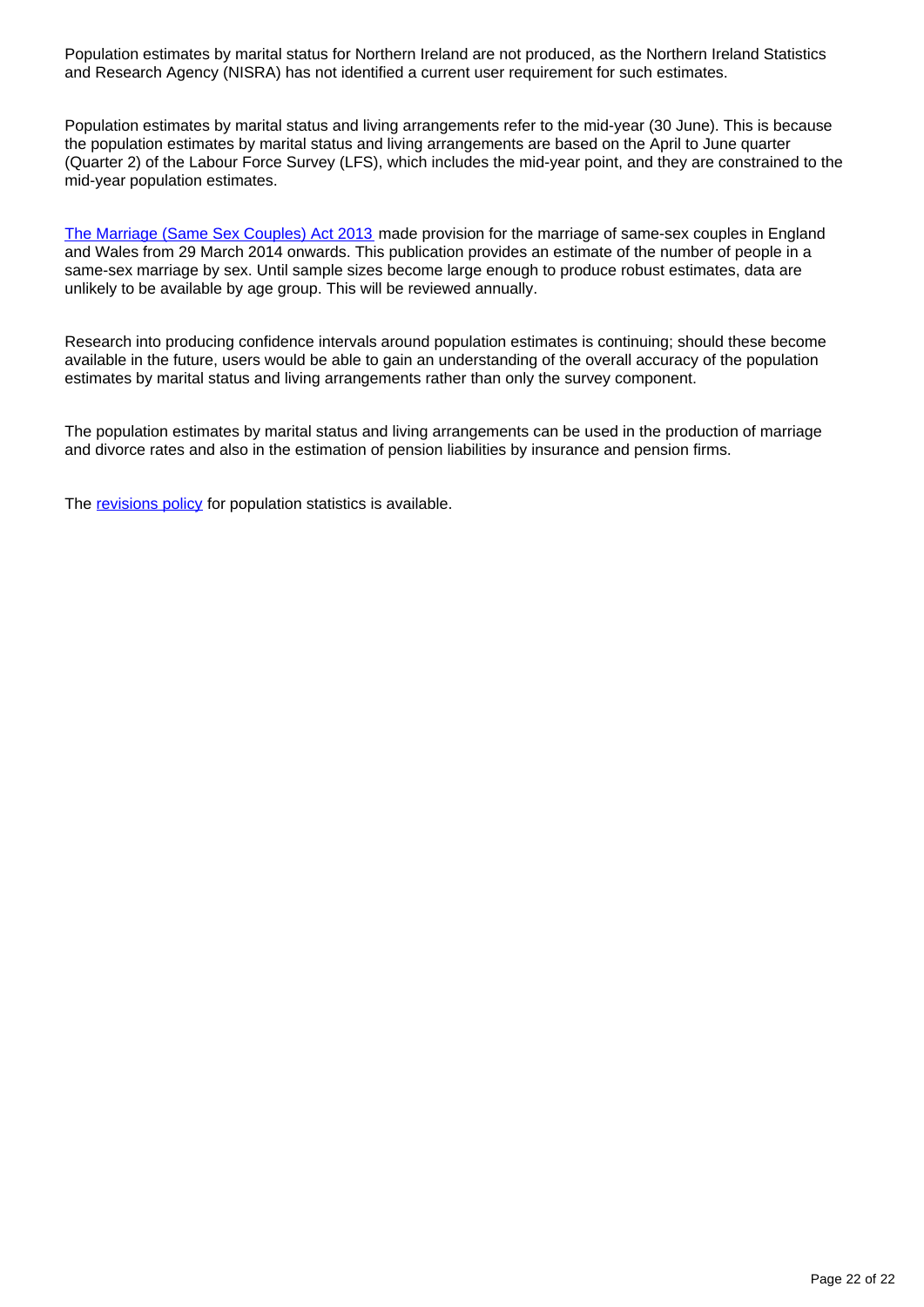Population estimates by marital status for Northern Ireland are not produced, as the Northern Ireland Statistics and Research Agency (NISRA) has not identified a current user requirement for such estimates.

Population estimates by marital status and living arrangements refer to the mid-year (30 June). This is because the population estimates by marital status and living arrangements are based on the April to June quarter (Quarter 2) of the Labour Force Survey (LFS), which includes the mid-year point, and they are constrained to the mid-year population estimates.

[The Marriage (Same Sex Couples) Act 2013](#) made provision for the marriage of same-sex couples in England and Wales from 29 March 2014 onwards. This publication provides an estimate of the number of people in a same-sex marriage by sex. Until sample sizes become large enough to produce robust estimates, data are unlikely to be available by age group. This will be reviewed annually.

Research into producing confidence intervals around population estimates is continuing; should these become available in the future, users would be able to gain an understanding of the overall accuracy of the population estimates by marital status and living arrangements rather than only the survey component.

The population estimates by marital status and living arrangements can be used in the production of marriage and divorce rates and also in the estimation of pension liabilities by insurance and pension firms.

The [revisions policy](#) for population statistics is available.